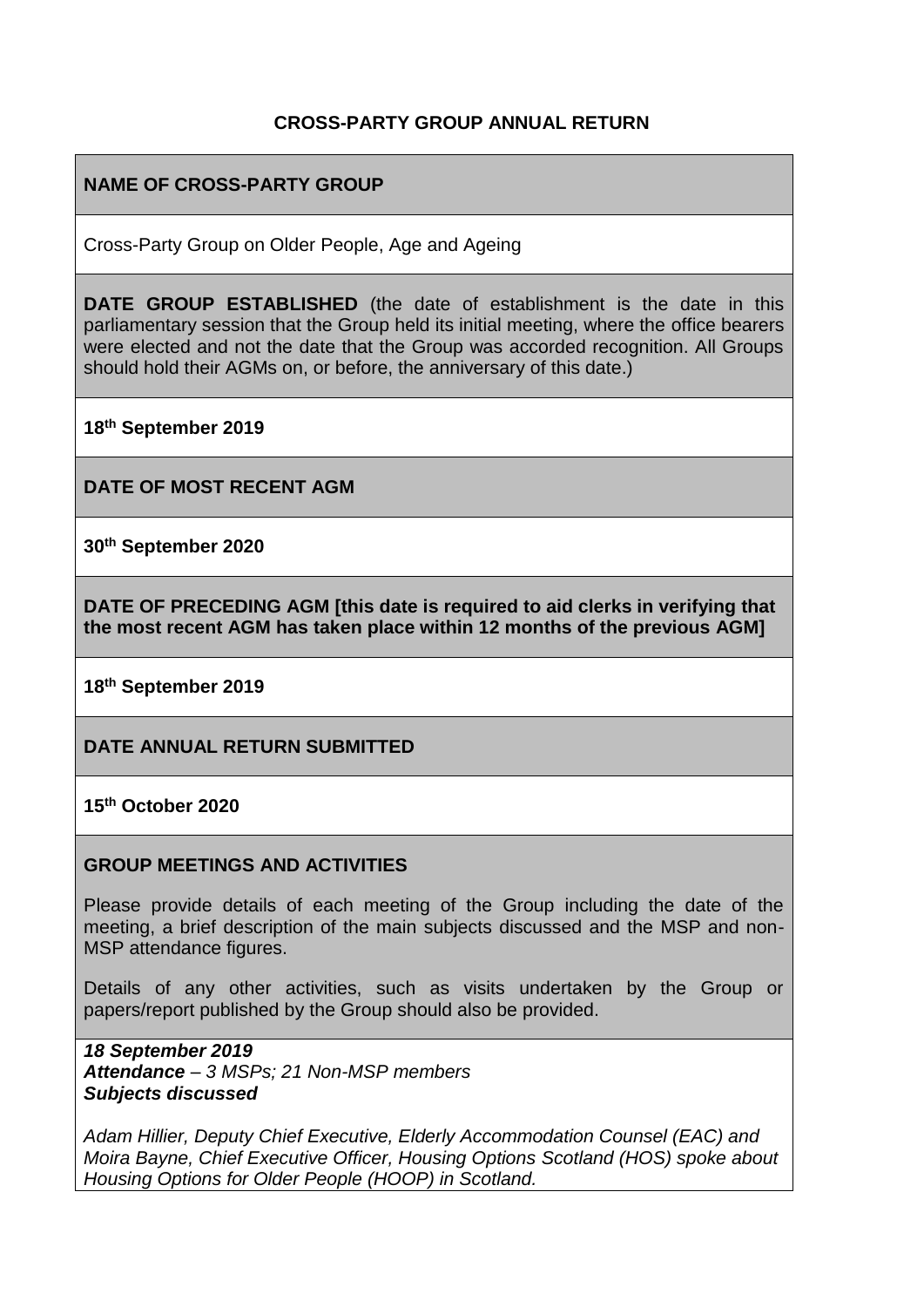**CROSS-PARTY GROUP ANNUAL RETURN**

**NAME OF CROSS-PARTY GROUP**

Cross-Party Group on Older People, Age and Ageing

**DATE GROUP ESTABLISHED** (the date of establishment is the date in this parliamentary session that the Group held its initial meeting, where the office bearers were elected and not the date that the Group was accorded recognition. All Groups should hold their AGMs on, or before, the anniversary of this date.)

**18th September 2019**

**DATE OF MOST RECENT AGM**

**30th September 2020**

**DATE OF PRECEDING AGM [this date is required to aid clerks in verifying that the most recent AGM has taken place within 12 months of the previous AGM]**

**18th September 2019**

**DATE ANNUAL RETURN SUBMITTED**

**15th October 2020**

**GROUP MEETINGS AND ACTIVITIES**

Please provide details of each meeting of the Group including the date of the meeting, a brief description of the main subjects discussed and the MSP and non-MSP attendance figures.

Details of any other activities, such as visits undertaken by the Group or papers/report published by the Group should also be provided.

***18 September 2019***
***Attendance*** *– 3 MSPs; 21 Non-MSP members*
***Subjects discussed***

*Adam Hillier, Deputy Chief Executive, Elderly Accommodation Counsel (EAC) and Moira Bayne, Chief Executive Officer, Housing Options Scotland (HOS) spoke about Housing Options for Older People (HOOP) in Scotland.*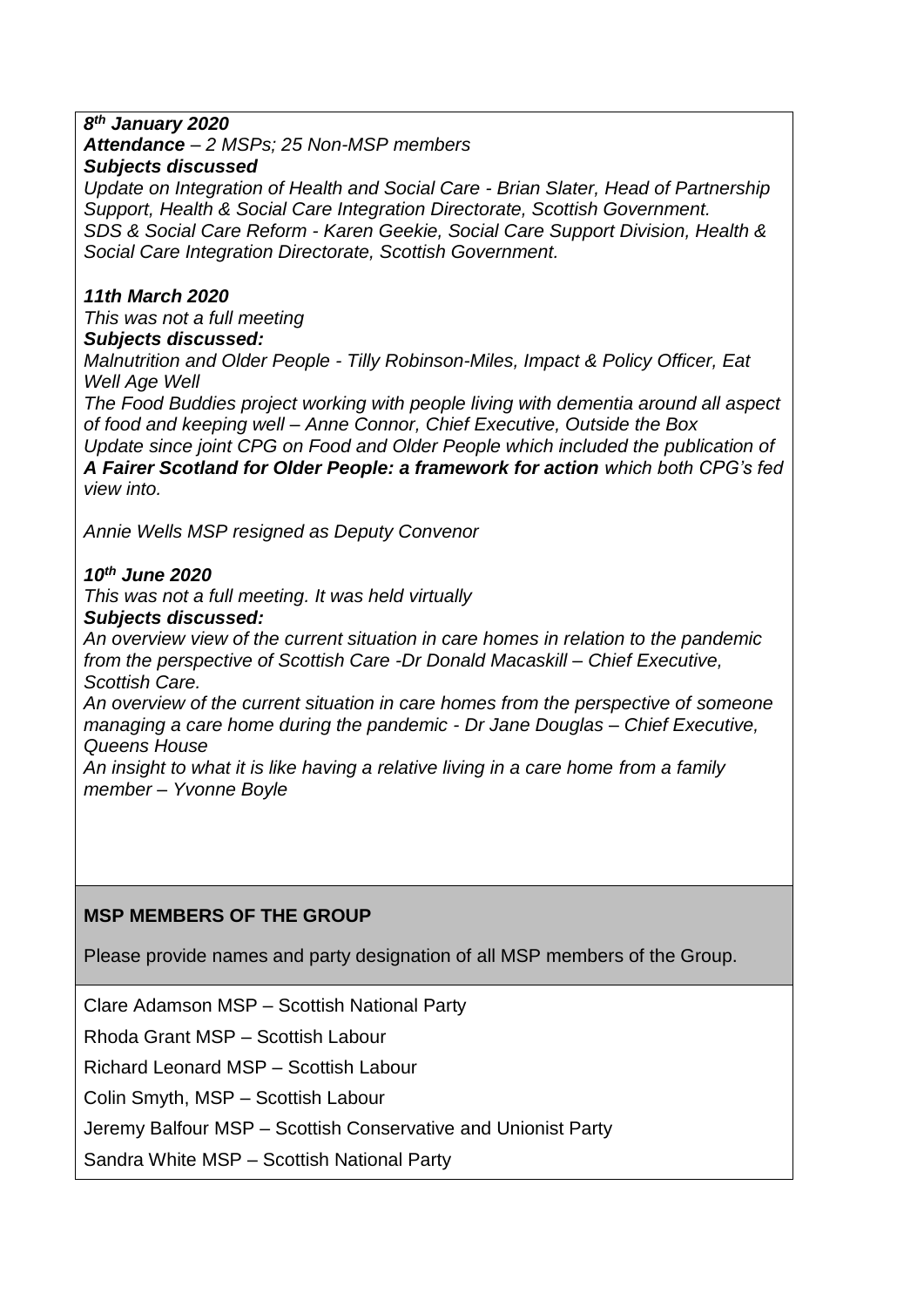***8th January 2020***
***Attendance** – 2 MSPs; 25 Non-MSP members*
***Subjects discussed***
*Update on Integration of Health and Social Care - Brian Slater, Head of Partnership Support, Health & Social Care Integration Directorate, Scottish Government.*
*SDS & Social Care Reform - Karen Geekie, Social Care Support Division, Health & Social Care Integration Directorate, Scottish Government.*

***11th March 2020***
*This was not a full meeting*
***Subjects discussed:***
*Malnutrition and Older People - Tilly Robinson-Miles, Impact & Policy Officer, Eat Well Age Well*
*The Food Buddies project working with people living with dementia around all aspect of food and keeping well – Anne Connor, Chief Executive, Outside the Box*
*Update since joint CPG on Food and Older People which included the publication of **A Fairer Scotland for Older People: a framework for action** which both CPG's fed view into.*

*Annie Wells MSP resigned as Deputy Convenor*

***10th June 2020***
*This was not a full meeting. It was held virtually*
***Subjects discussed:***
*An overview view of the current situation in care homes in relation to the pandemic from the perspective of Scottish Care -Dr Donald Macaskill – Chief Executive, Scottish Care.*
*An overview of the current situation in care homes from the perspective of someone managing a care home during the pandemic - Dr Jane Douglas – Chief Executive, Queens House*
*An insight to what it is like having a relative living in a care home from a family member – Yvonne Boyle*

**MSP MEMBERS OF THE GROUP**

Please provide names and party designation of all MSP members of the Group.

Clare Adamson MSP – Scottish National Party

Rhoda Grant MSP – Scottish Labour

Richard Leonard MSP – Scottish Labour

Colin Smyth, MSP – Scottish Labour

Jeremy Balfour MSP – Scottish Conservative and Unionist Party

Sandra White MSP – Scottish National Party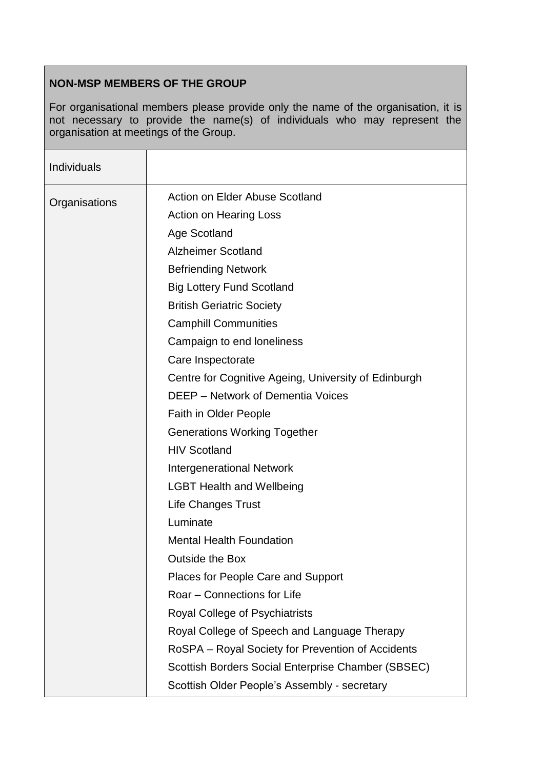| **NON-MSP MEMBERS OF THE GROUP**<br><br>For organisational members please provide only the name of the organisation, it is not necessary to provide the name(s) of individuals who may represent the organisation at meetings of the Group. | |
|---|---|
| Individuals | |
| Organisations | Action on Elder Abuse Scotland<br>Action on Hearing Loss<br>Age Scotland<br>Alzheimer Scotland<br>Befriending Network<br>Big Lottery Fund Scotland<br>British Geriatric Society<br>Camphill Communities<br>Campaign to end loneliness<br>Care Inspectorate<br>Centre for Cognitive Ageing, University of Edinburgh<br>DEEP – Network of Dementia Voices<br>Faith in Older People<br>Generations Working Together<br>HIV Scotland<br>Intergenerational Network<br>LGBT Health and Wellbeing<br>Life Changes Trust<br>Luminate<br>Mental Health Foundation<br>Outside the Box<br>Places for People Care and Support<br>Roar – Connections for Life<br>Royal College of Psychiatrists<br>Royal College of Speech and Language Therapy<br>RoSPA – Royal Society for Prevention of Accidents<br>Scottish Borders Social Enterprise Chamber (SBSEC)<br>Scottish Older People's Assembly - secretary |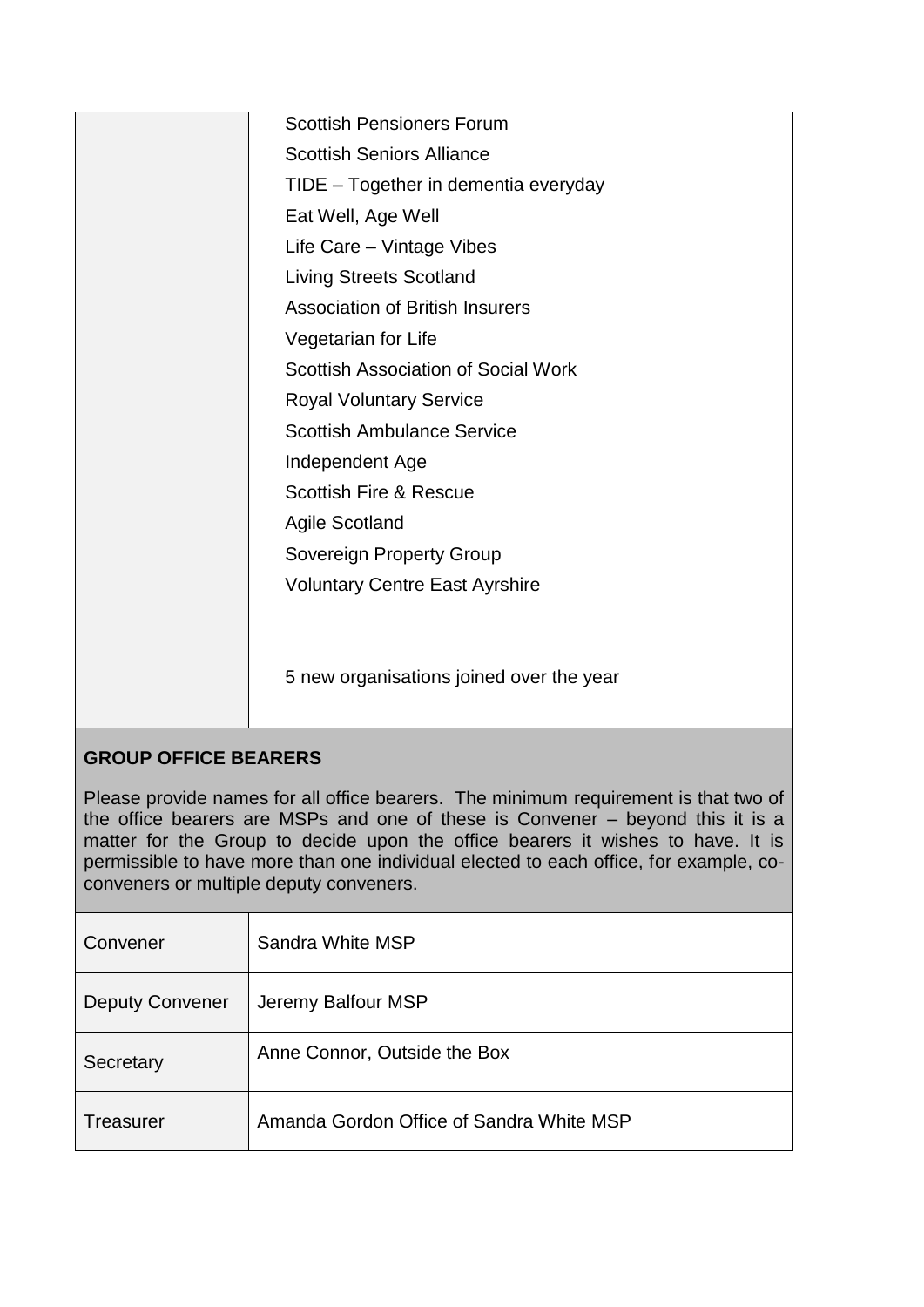| | |
|---|---|
| | Scottish Pensioners Forum<br>Scottish Seniors Alliance<br>TIDE – Together in dementia everyday<br>Eat Well, Age Well<br>Life Care – Vintage Vibes<br>Living Streets Scotland<br>Association of British Insurers<br>Vegetarian for Life<br>Scottish Association of Social Work<br>Royal Voluntary Service<br>Scottish Ambulance Service<br>Independent Age<br>Scottish Fire & Rescue<br>Agile Scotland<br>Sovereign Property Group<br>Voluntary Centre East Ayrshire<br><br>5 new organisations joined over the year |

**GROUP OFFICE BEARERS**

Please provide names for all office bearers. The minimum requirement is that two of the office bearers are MSPs and one of these is Convener – beyond this it is a matter for the Group to decide upon the office bearers it wishes to have. It is permissible to have more than one individual elected to each office, for example, co-conveners or multiple deputy conveners.

| | |
|---|---|
| Convener | Sandra White MSP |
| Deputy Convener | Jeremy Balfour MSP |
| Secretary | Anne Connor, Outside the Box |
| Treasurer | Amanda Gordon Office of Sandra White MSP |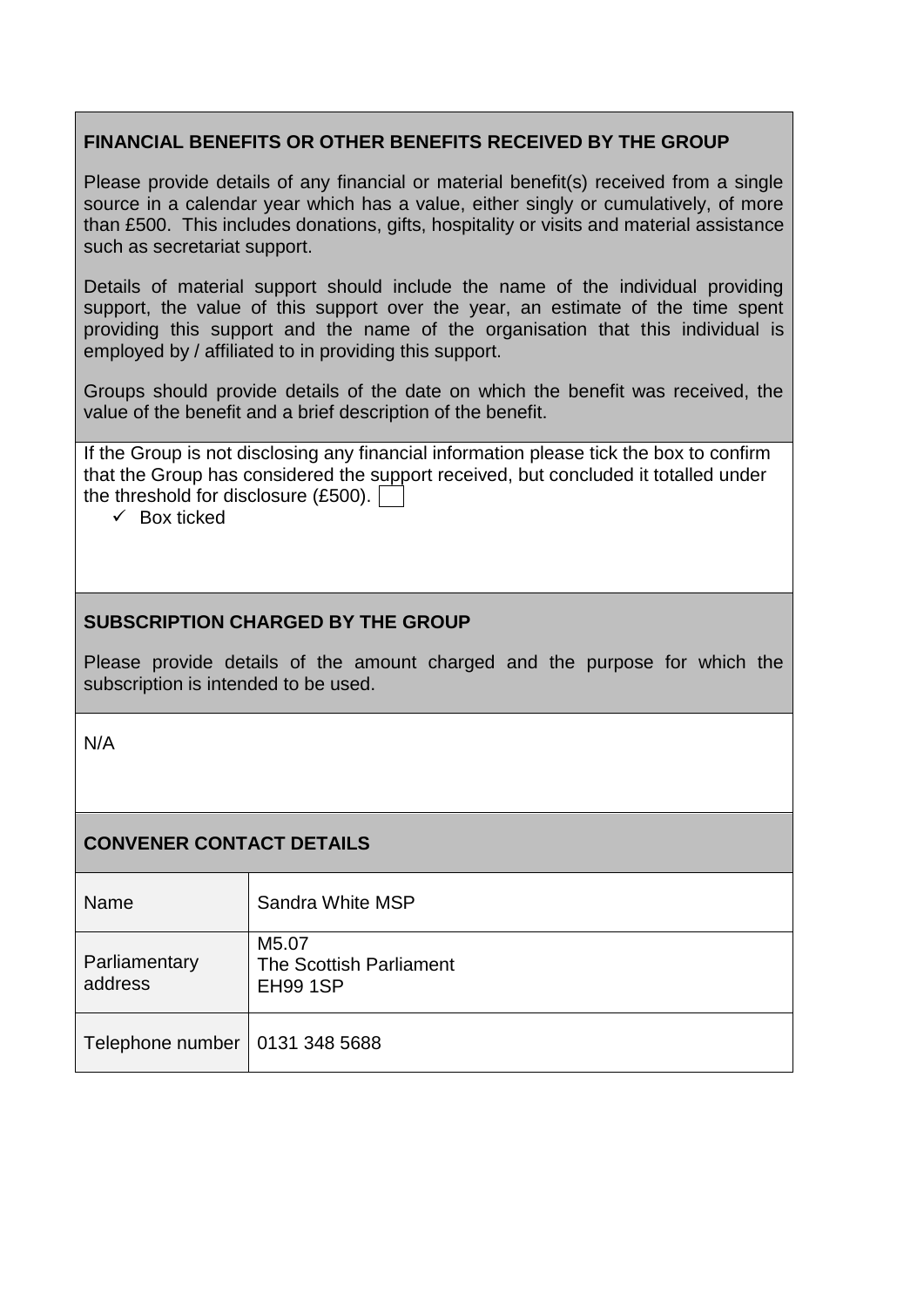### FINANCIAL BENEFITS OR OTHER BENEFITS RECEIVED BY THE GROUP

Please provide details of any financial or material benefit(s) received from a single source in a calendar year which has a value, either singly or cumulatively, of more than £500. This includes donations, gifts, hospitality or visits and material assistance such as secretariat support.

Details of material support should include the name of the individual providing support, the value of this support over the year, an estimate of the time spent providing this support and the name of the organisation that this individual is employed by / affiliated to in providing this support.

Groups should provide details of the date on which the benefit was received, the value of the benefit and a brief description of the benefit.

If the Group is not disclosing any financial information please tick the box to confirm that the Group has considered the support received, but concluded it totalled under the threshold for disclosure (£500). ☐

- ✓ Box ticked

### SUBSCRIPTION CHARGED BY THE GROUP

Please provide details of the amount charged and the purpose for which the subscription is intended to be used.

N/A

### CONVENER CONTACT DETAILS

| | |
|---|---|
| Name | Sandra White MSP |
| Parliamentary address | M5.07<br>The Scottish Parliament<br>EH99 1SP |
| Telephone number | 0131 348 5688 |